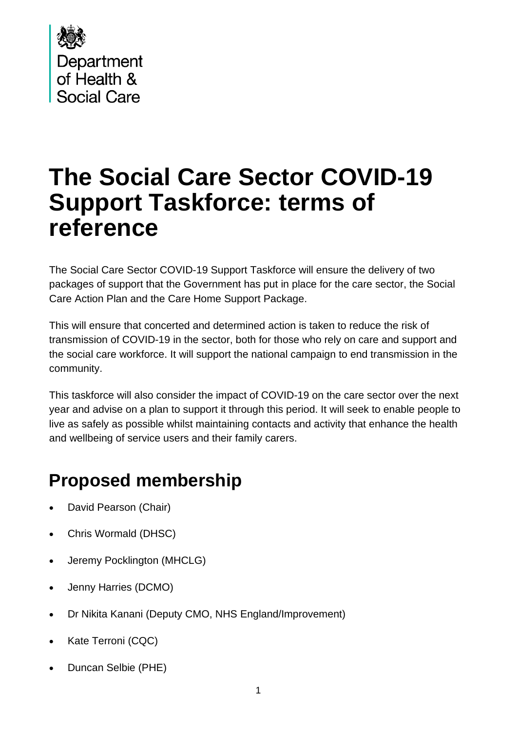Department of Health & Social Care

# The Social Care Sector COVID-19 Support Taskforce: terms of reference

The Social Care Sector COVID-19 Support Taskforce will ensure the delivery of two packages of support that the Government has put in place for the care sector, the Social Care Action Plan and the Care Home Support Package.

This will ensure that concerted and determined action is taken to reduce the risk of transmission of COVID-19 in the sector, both for those who rely on care and support and the social care workforce. It will support the national campaign to end transmission in the community.

This taskforce will also consider the impact of COVID-19 on the care sector over the next year and advise on a plan to support it through this period. It will seek to enable people to live as safely as possible whilst maintaining contacts and activity that enhance the health and wellbeing of service users and their family carers.

## Proposed membership

- David Pearson (Chair)
- Chris Wormald (DHSC)
- Jeremy Pocklington (MHCLG)
- Jenny Harries (DCMO)
- Dr Nikita Kanani (Deputy CMO, NHS England/Improvement)
- Kate Terroni (CQC)
- Duncan Selbie (PHE)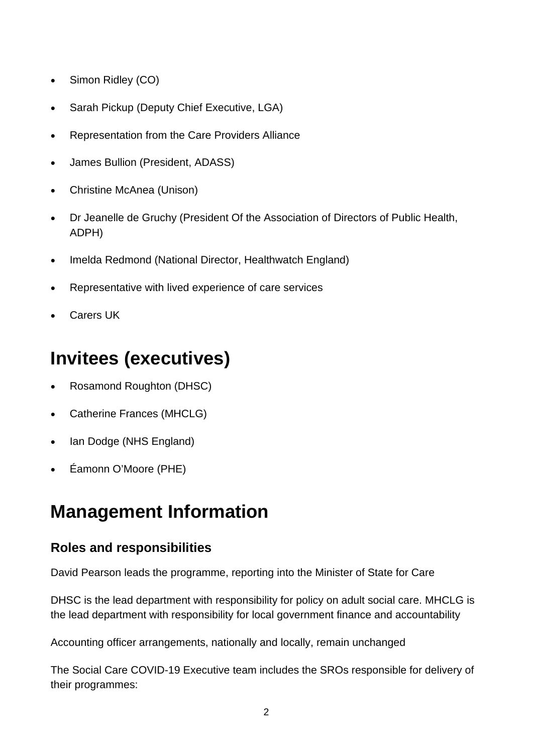- Simon Ridley (CO)
- Sarah Pickup (Deputy Chief Executive, LGA)
- Representation from the Care Providers Alliance
- James Bullion (President, ADASS)
- Christine McAnea (Unison)
- Dr Jeanelle de Gruchy (President Of the Association of Directors of Public Health, ADPH)
- Imelda Redmond (National Director, Healthwatch England)
- Representative with lived experience of care services
- Carers UK

# Invitees (executives)

- Rosamond Roughton (DHSC)
- Catherine Frances (MHCLG)
- Ian Dodge (NHS England)
- Éamonn O'Moore (PHE)

# Management Information

## Roles and responsibilities

David Pearson leads the programme, reporting into the Minister of State for Care

DHSC is the lead department with responsibility for policy on adult social care. MHCLG is the lead department with responsibility for local government finance and accountability

Accounting officer arrangements, nationally and locally, remain unchanged

The Social Care COVID-19 Executive team includes the SROs responsible for delivery of their programmes: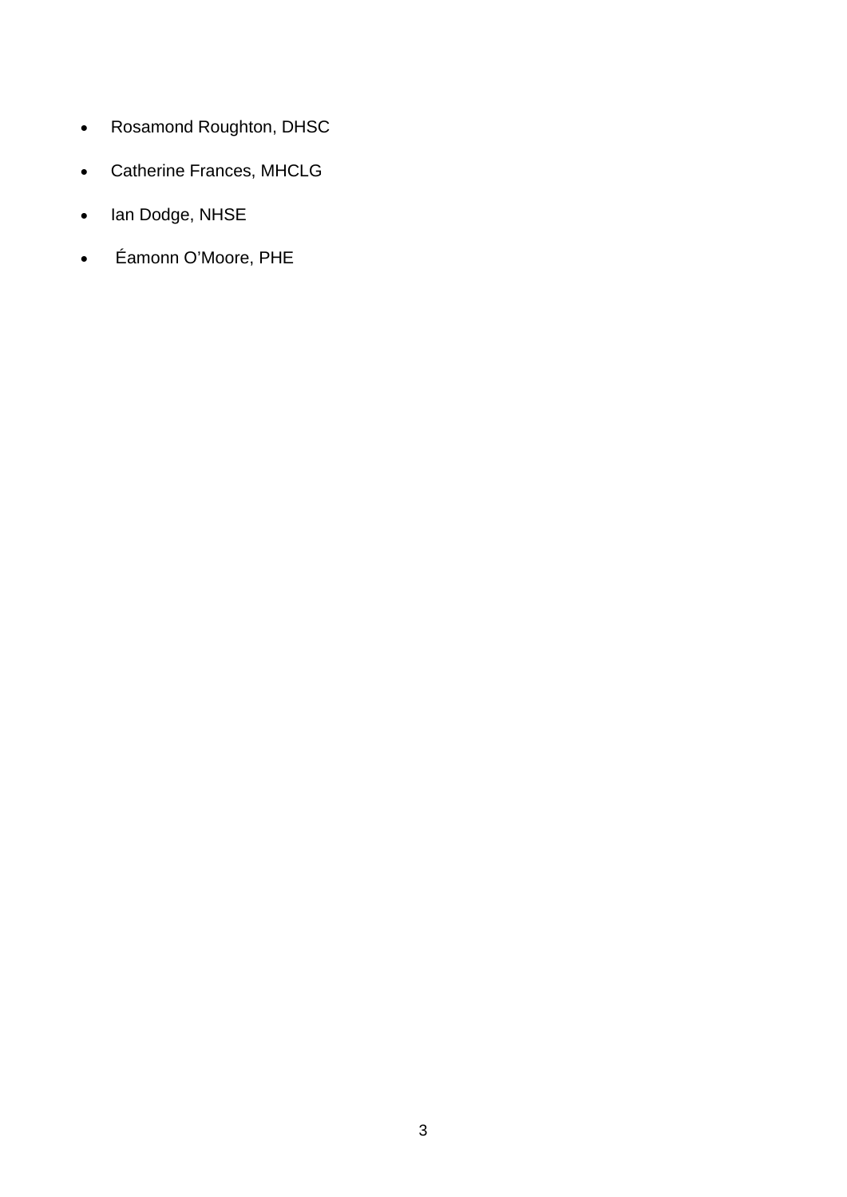- Rosamond Roughton, DHSC
- Catherine Frances, MHCLG
- Ian Dodge, NHSE
- Éamonn O'Moore, PHE